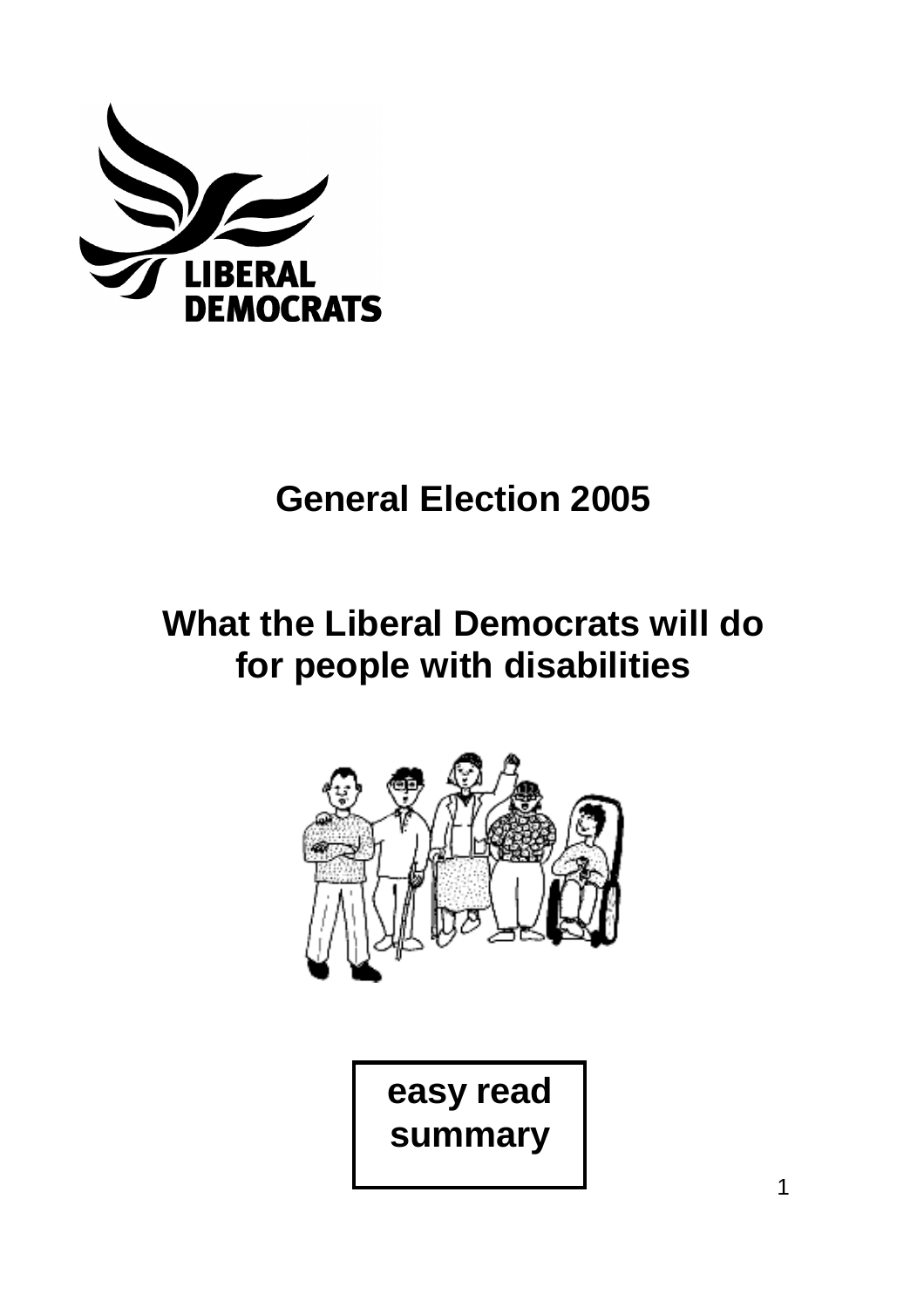LIBERAL DEMOCRATS

# General Election 2005

# What the Liberal Democrats will do for people with disabilities

**easy read summary**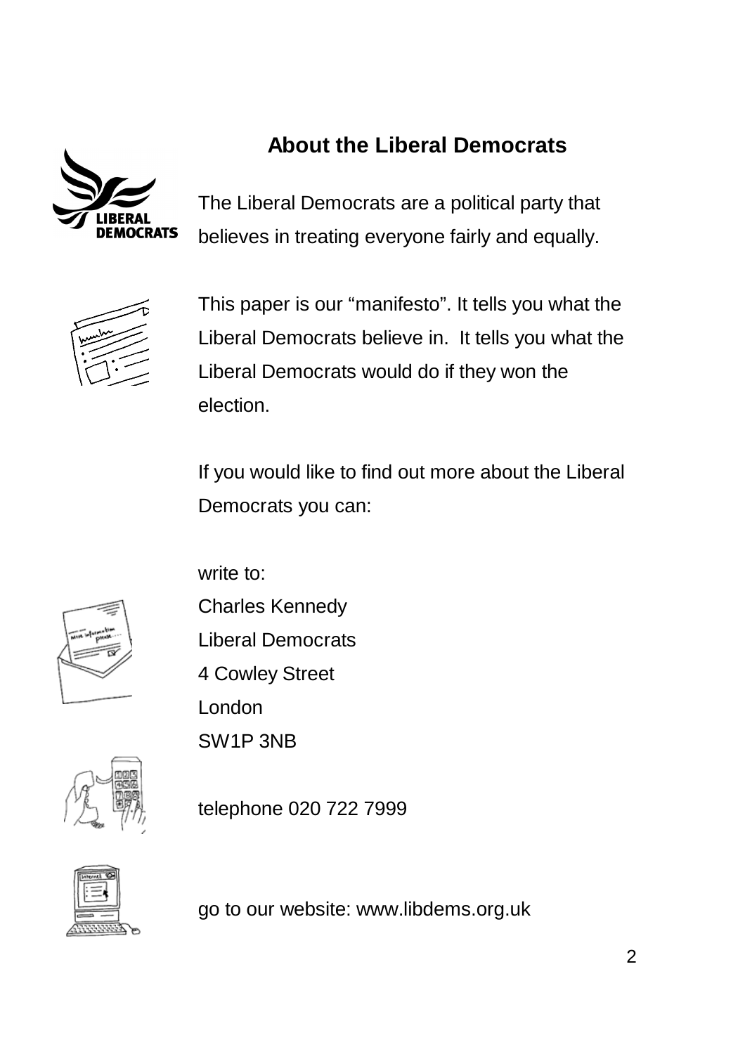## About the Liberal Democrats

The Liberal Democrats are a political party that believes in treating everyone fairly and equally.

This paper is our "manifesto". It tells you what the Liberal Democrats believe in. It tells you what the Liberal Democrats would do if they won the election.

If you would like to find out more about the Liberal Democrats you can:

write to:
Charles Kennedy
Liberal Democrats
4 Cowley Street
London
SW1P 3NB

telephone 020 722 7999

go to our website: www.libdems.org.uk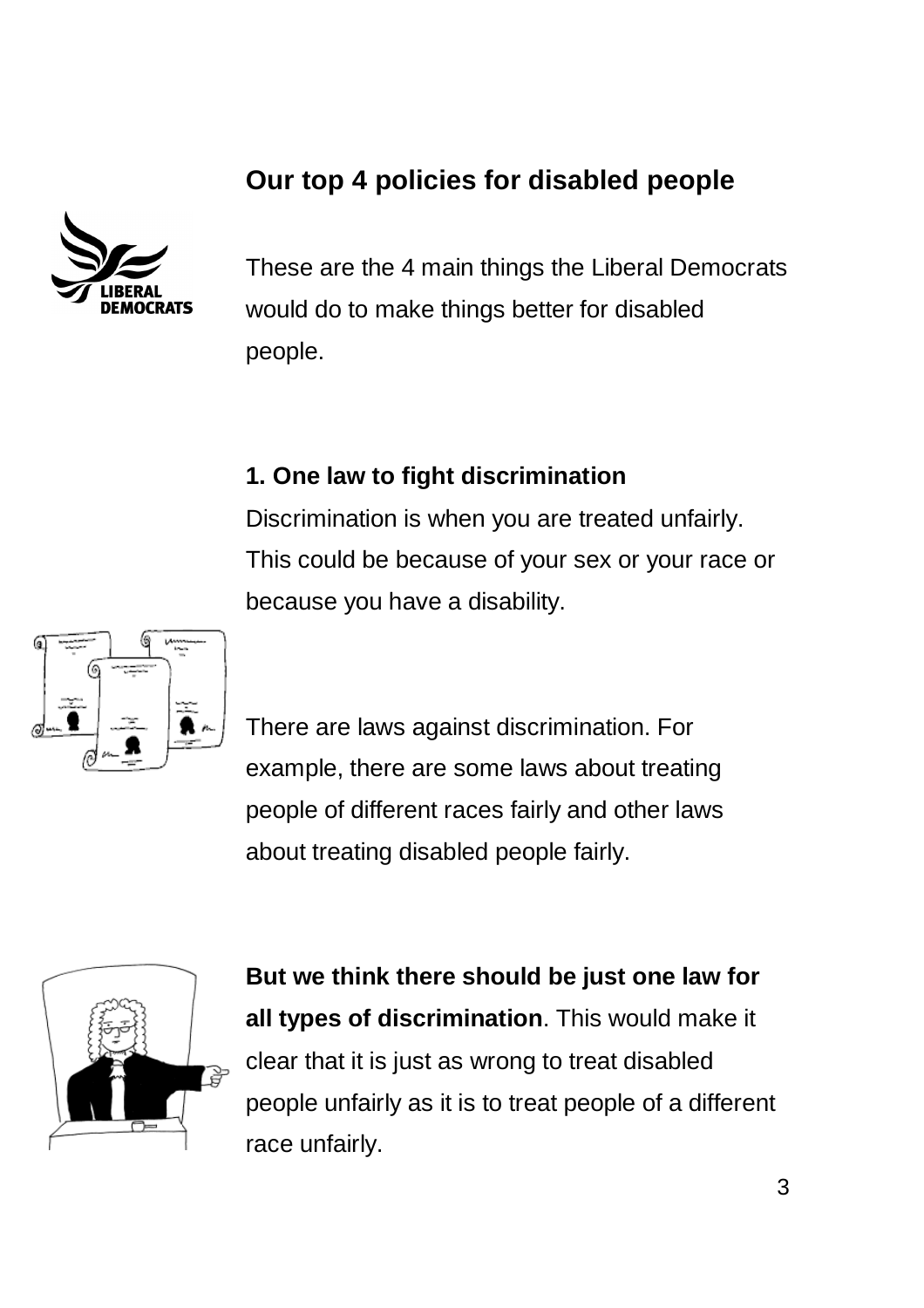## Our top 4 policies for disabled people

These are the 4 main things the Liberal Democrats would do to make things better for disabled people.

### 1. One law to fight discrimination

Discrimination is when you are treated unfairly. This could be because of your sex or your race or because you have a disability.

There are laws against discrimination. For example, there are some laws about treating people of different races fairly and other laws about treating disabled people fairly.

**But we think there should be just one law for all types of discrimination**. This would make it clear that it is just as wrong to treat disabled people unfairly as it is to treat people of a different race unfairly.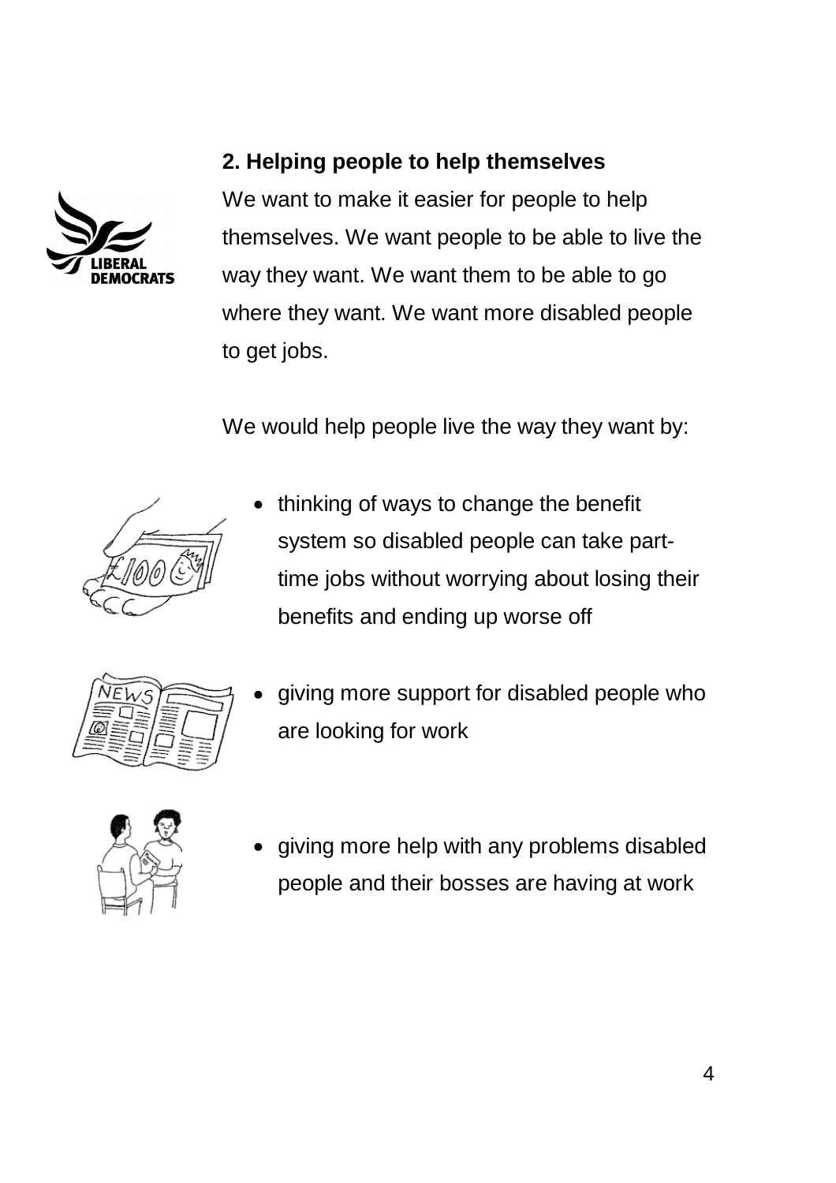## 2. Helping people to help themselves

We want to make it easier for people to help themselves. We want people to be able to live the way they want. We want them to be able to go where they want. We want more disabled people to get jobs.

We would help people live the way they want by:

- thinking of ways to change the benefit system so disabled people can take part-time jobs without worrying about losing their benefits and ending up worse off
- giving more support for disabled people who are looking for work
- giving more help with any problems disabled people and their bosses are having at work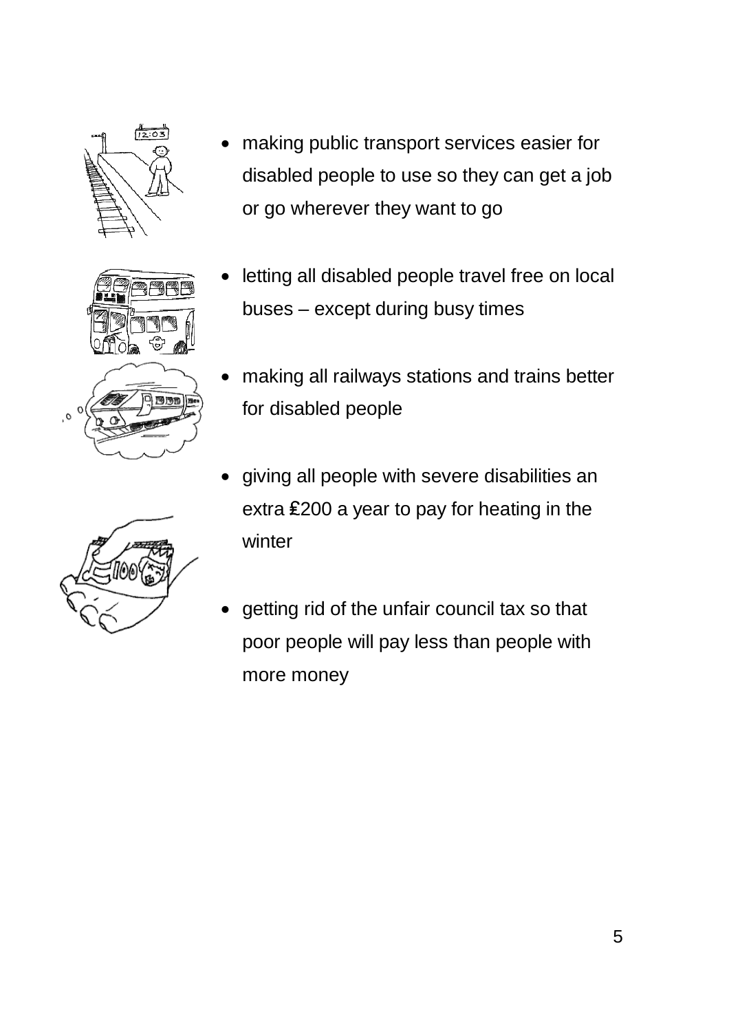- making public transport services easier for disabled people to use so they can get a job or go wherever they want to go
- letting all disabled people travel free on local buses – except during busy times
- making all railways stations and trains better for disabled people
- giving all people with severe disabilities an extra £200 a year to pay for heating in the winter
- getting rid of the unfair council tax so that poor people will pay less than people with more money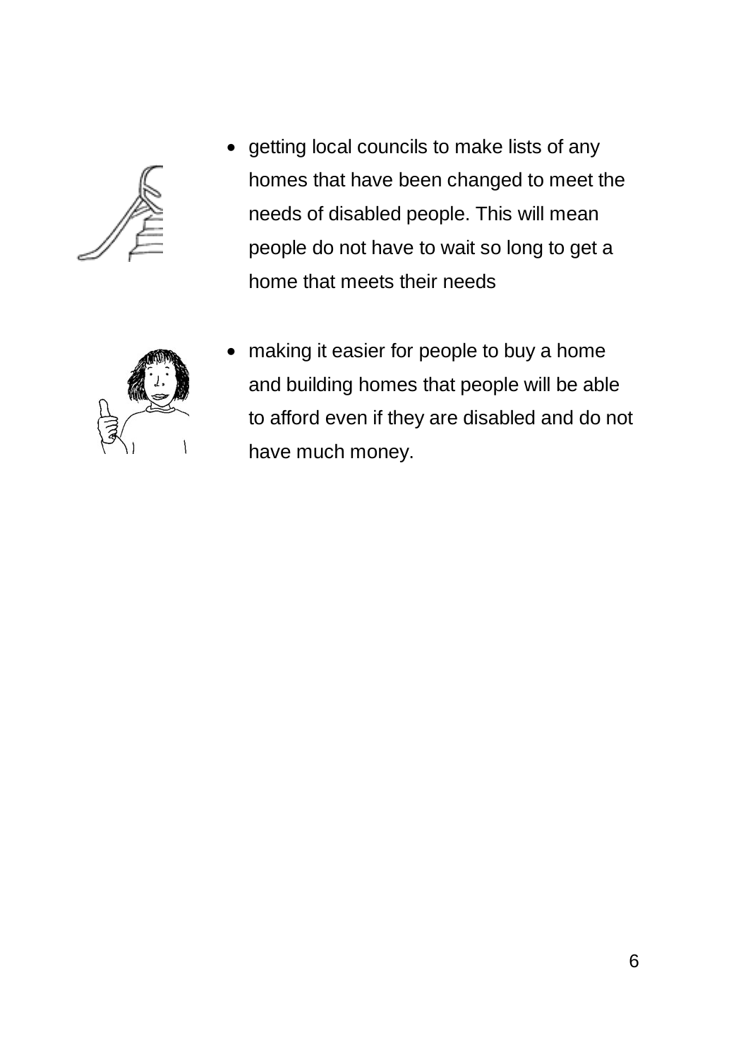- getting local councils to make lists of any homes that have been changed to meet the needs of disabled people. This will mean people do not have to wait so long to get a home that meets their needs

- making it easier for people to buy a home and building homes that people will be able to afford even if they are disabled and do not have much money.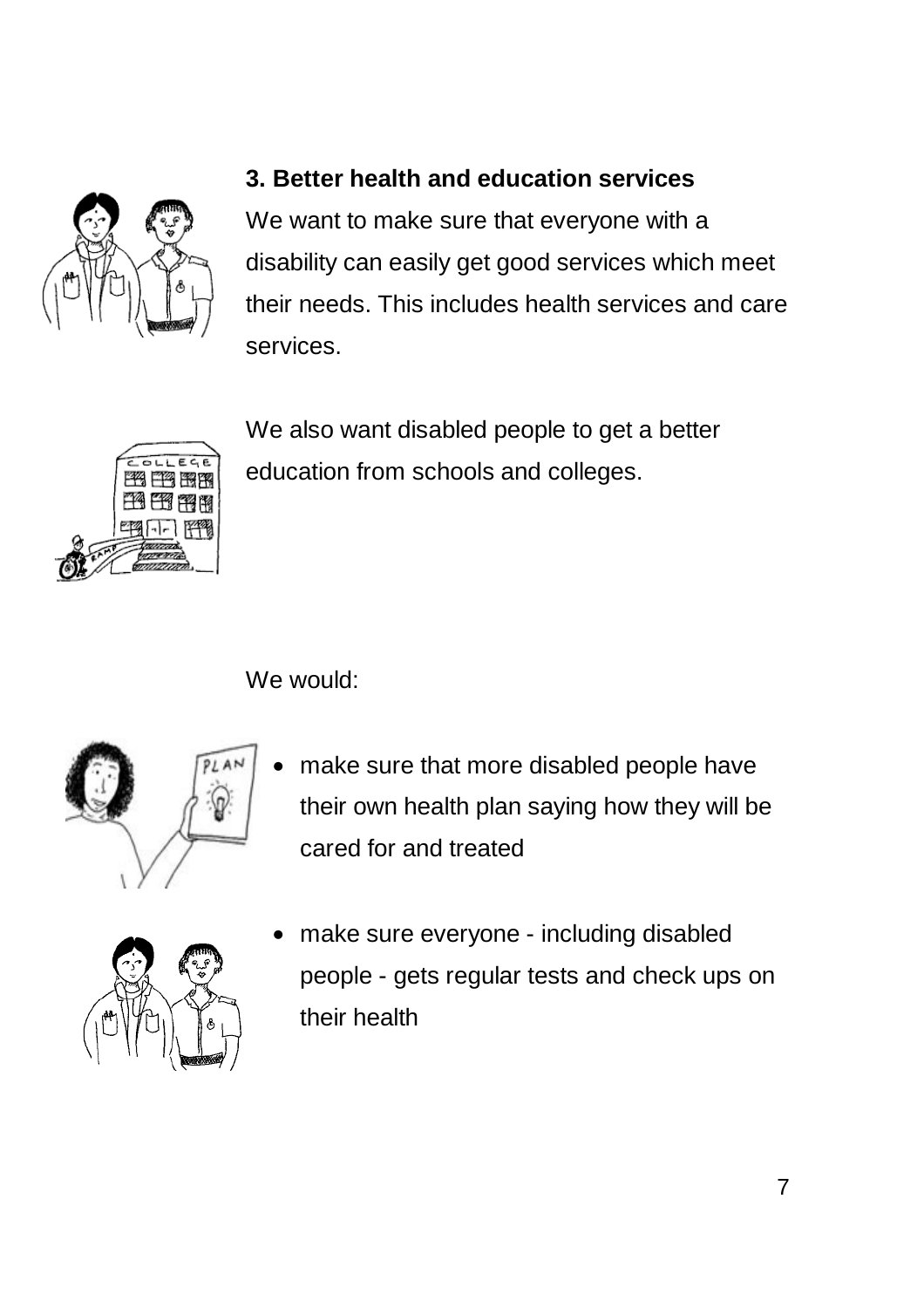### 3. Better health and education services

We want to make sure that everyone with a disability can easily get good services which meet their needs. This includes health services and care services.

We also want disabled people to get a better education from schools and colleges.

We would:

- make sure that more disabled people have their own health plan saying how they will be cared for and treated
- make sure everyone - including disabled people - gets regular tests and check ups on their health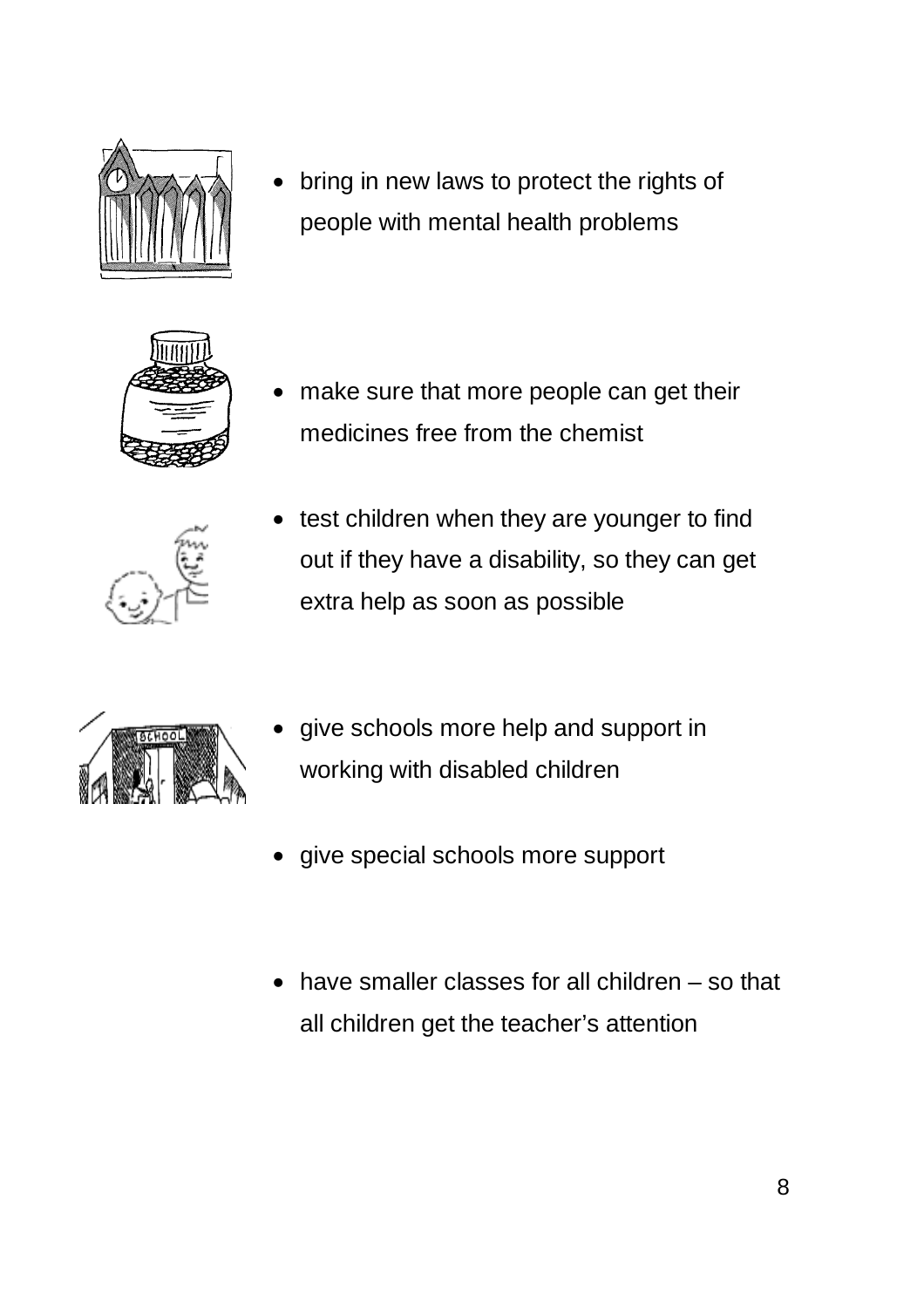- bring in new laws to protect the rights of people with mental health problems
- make sure that more people can get their medicines free from the chemist
- test children when they are younger to find out if they have a disability, so they can get extra help as soon as possible
- give schools more help and support in working with disabled children
- give special schools more support
- have smaller classes for all children – so that all children get the teacher's attention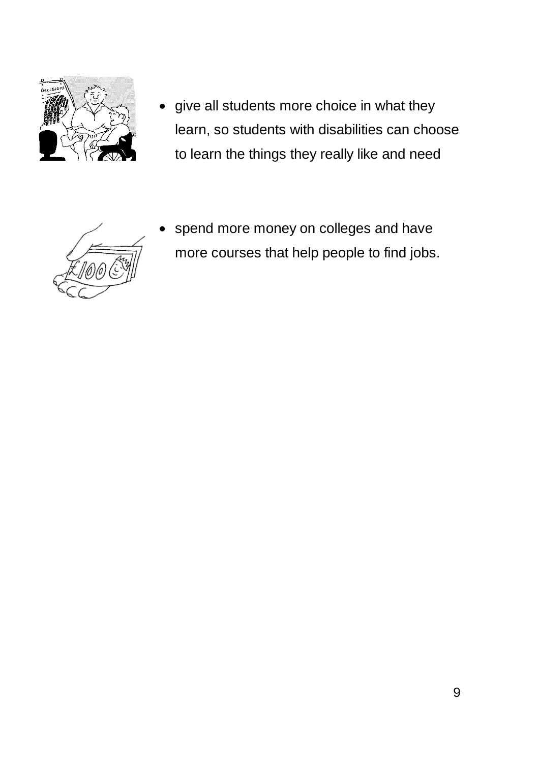- give all students more choice in what they learn, so students with disabilities can choose to learn the things they really like and need

- spend more money on colleges and have more courses that help people to find jobs.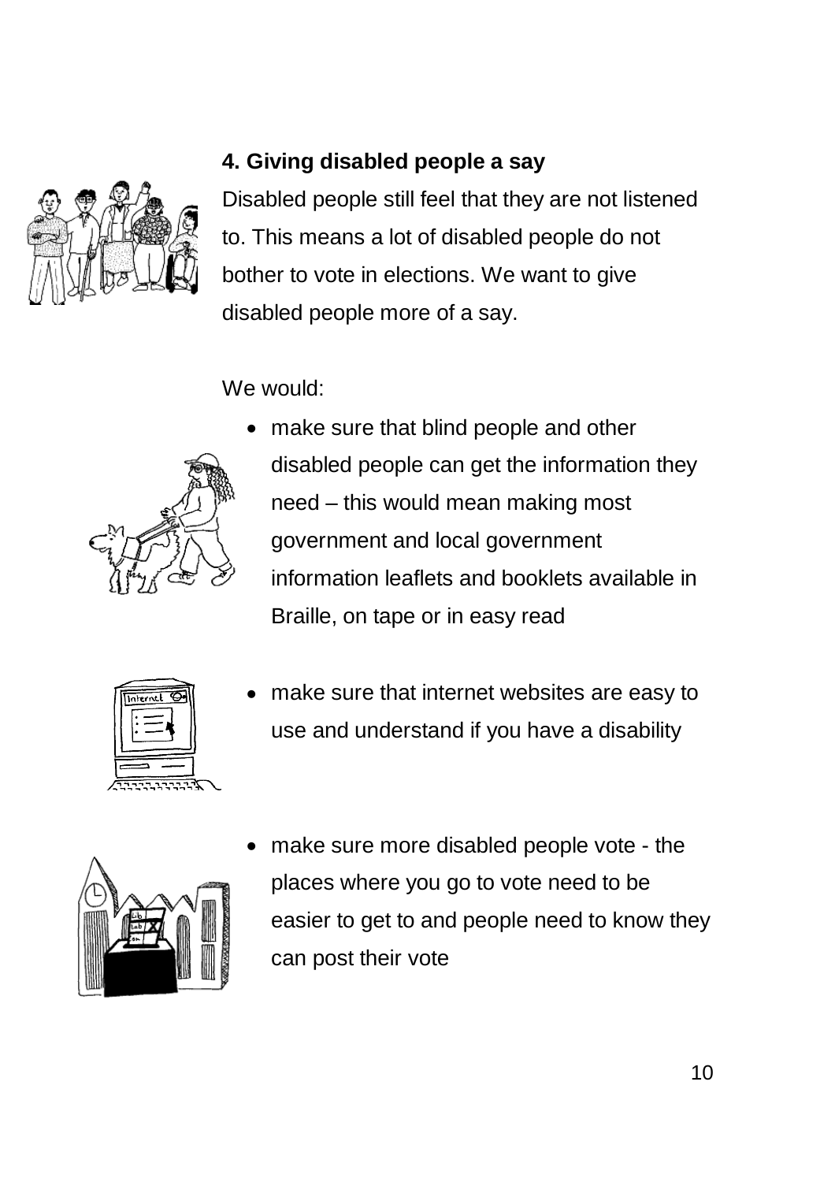### 4. Giving disabled people a say

Disabled people still feel that they are not listened to. This means a lot of disabled people do not bother to vote in elections. We want to give disabled people more of a say.

We would:

- make sure that blind people and other disabled people can get the information they need – this would mean making most government and local government information leaflets and booklets available in Braille, on tape or in easy read
- make sure that internet websites are easy to use and understand if you have a disability
- make sure more disabled people vote - the places where you go to vote need to be easier to get to and people need to know they can post their vote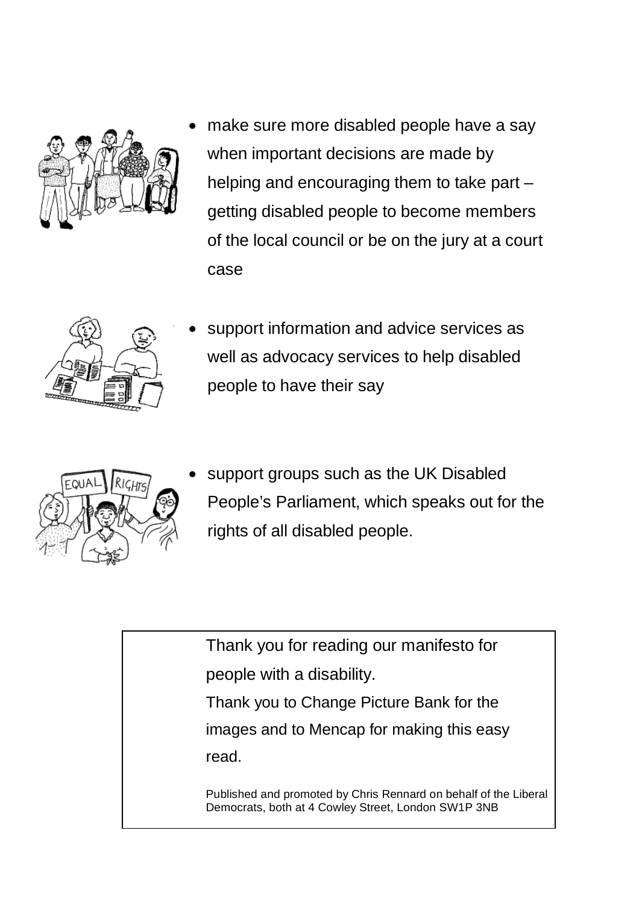- make sure more disabled people have a say when important decisions are made by helping and encouraging them to take part – getting disabled people to become members of the local council or be on the jury at a court case

- support information and advice services as well as advocacy services to help disabled people to have their say

- support groups such as the UK Disabled People's Parliament, which speaks out for the rights of all disabled people.

Thank you for reading our manifesto for people with a disability.

Thank you to Change Picture Bank for the images and to Mencap for making this easy read.

Published and promoted by Chris Rennard on behalf of the Liberal Democrats, both at 4 Cowley Street, London SW1P 3NB